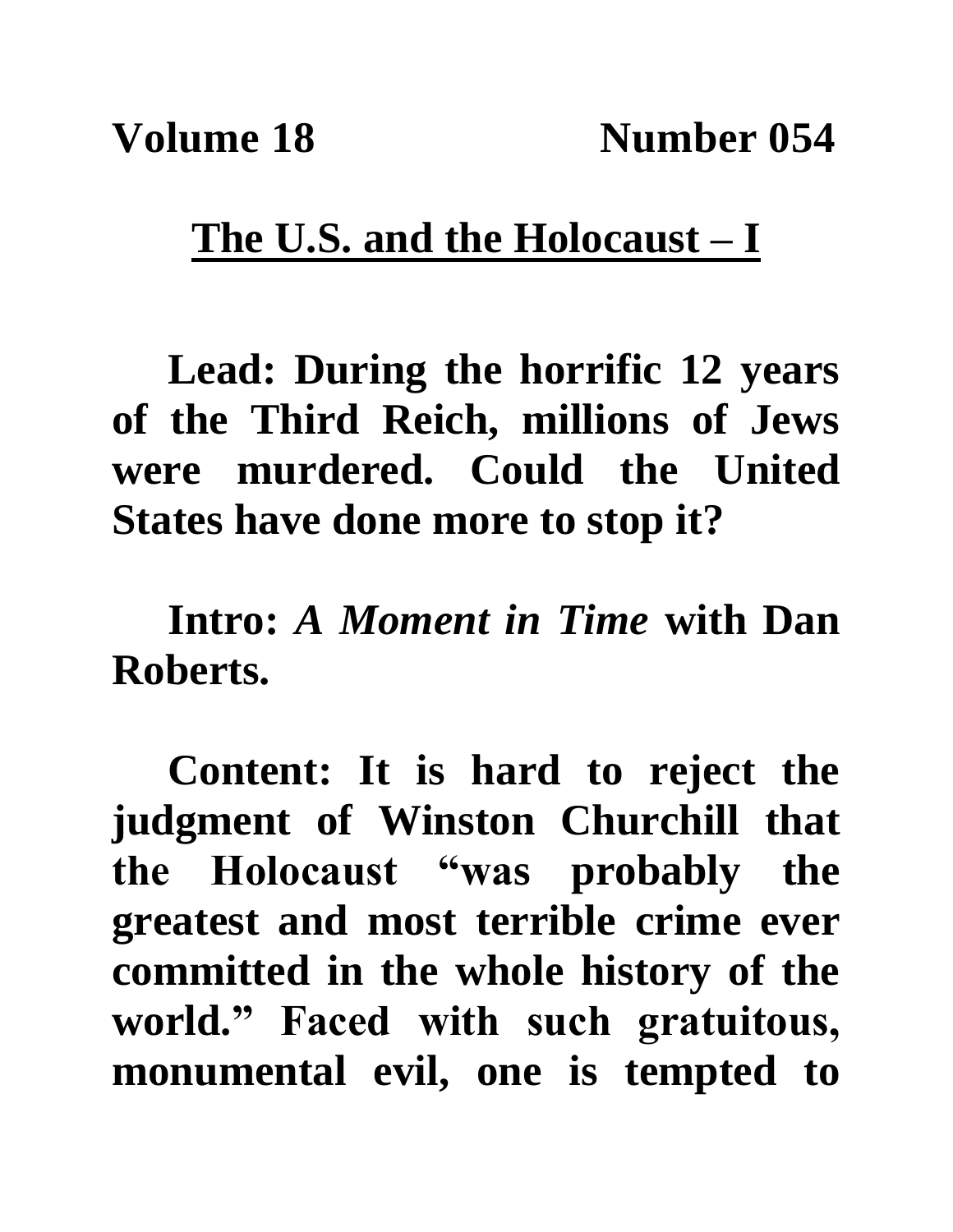**Volume 18 Number 054**

## The U.S. and the Holocaust – I

**Lead: During the horrific 12 years of the Third Reich, millions of Jews were murdered. Could the United States have done more to stop it?**

**Intro:** ***A Moment in Time*** **with Dan Roberts.**

**Content: It is hard to reject the judgment of Winston Churchill that the Holocaust "was probably the greatest and most terrible crime ever committed in the whole history of the world." Faced with such gratuitous, monumental evil, one is tempted to**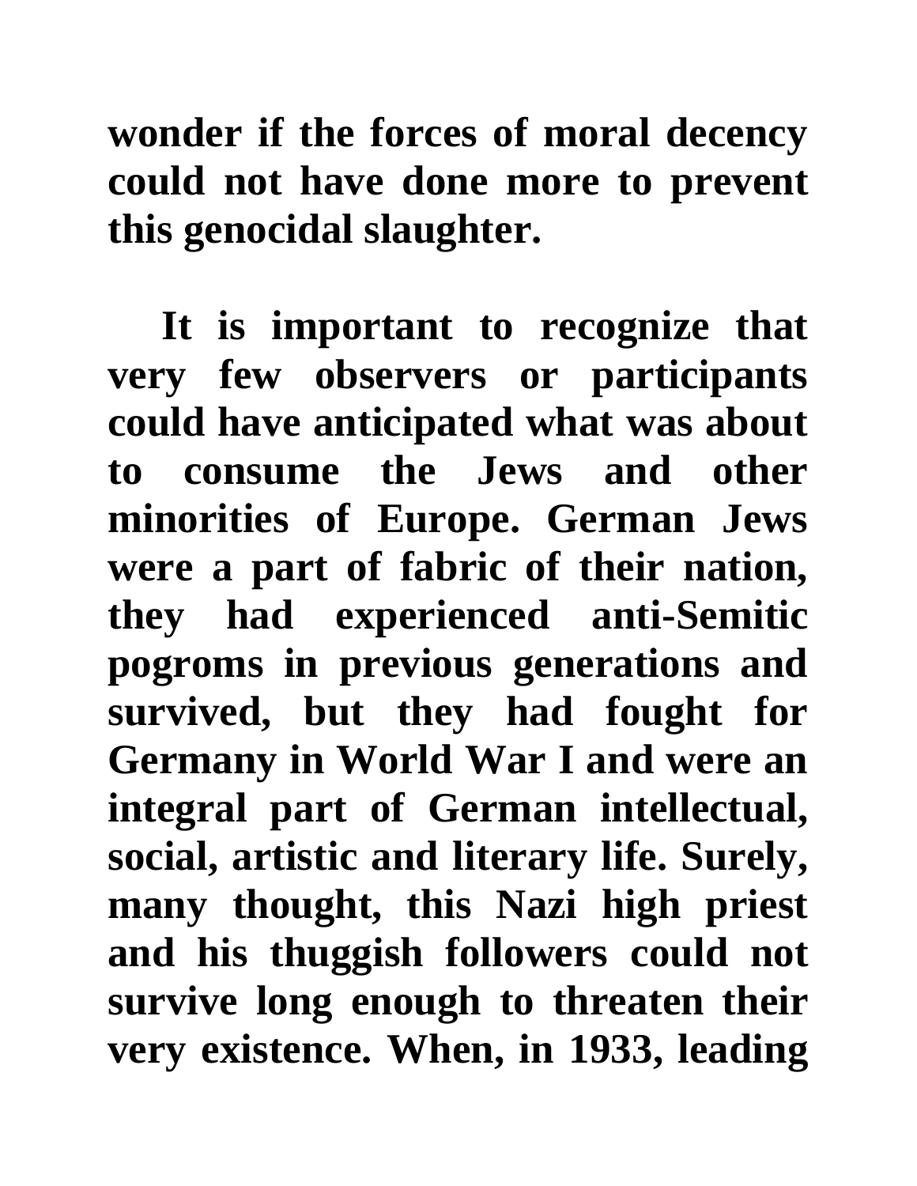wonder if the forces of moral decency could not have done more to prevent this genocidal slaughter.

It is important to recognize that very few observers or participants could have anticipated what was about to consume the Jews and other minorities of Europe. German Jews were a part of fabric of their nation, they had experienced anti-Semitic pogroms in previous generations and survived, but they had fought for Germany in World War I and were an integral part of German intellectual, social, artistic and literary life. Surely, many thought, this Nazi high priest and his thuggish followers could not survive long enough to threaten their very existence. When, in 1933, leading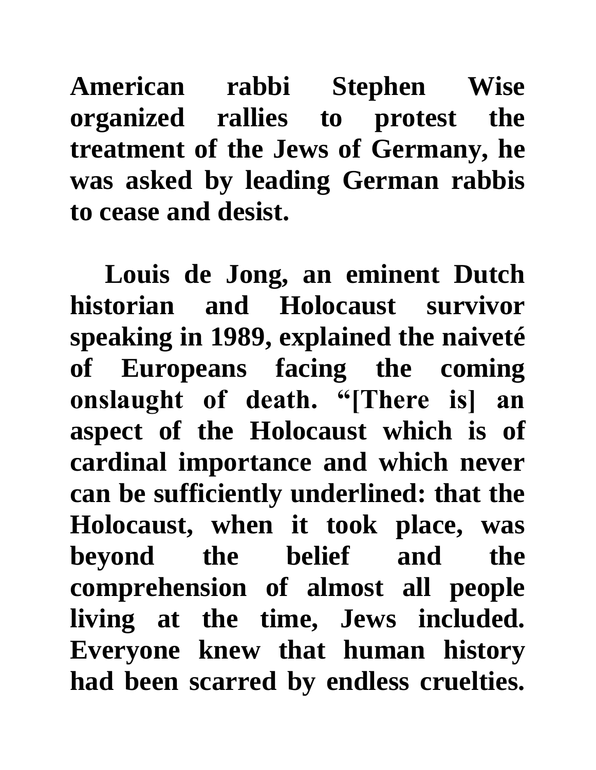**American rabbi Stephen Wise organized rallies to protest the treatment of the Jews of Germany, he was asked by leading German rabbis to cease and desist.**

**Louis de Jong, an eminent Dutch historian and Holocaust survivor speaking in 1989, explained the naiveté of Europeans facing the coming onslaught of death. "[There is] an aspect of the Holocaust which is of cardinal importance and which never can be sufficiently underlined: that the Holocaust, when it took place, was beyond the belief and the comprehension of almost all people living at the time, Jews included. Everyone knew that human history had been scarred by endless cruelties.**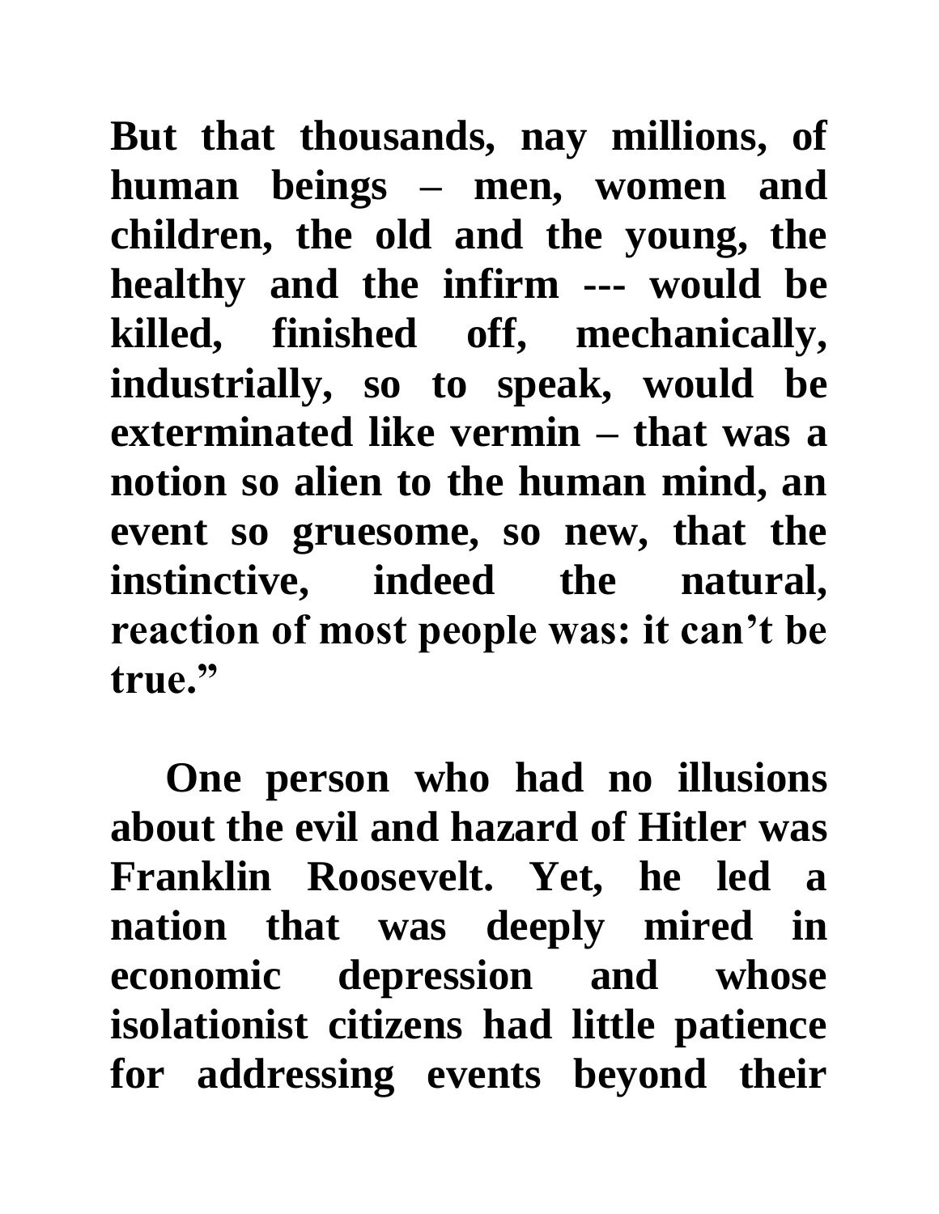**But that thousands, nay millions, of human beings – men, women and children, the old and the young, the healthy and the infirm --- would be killed, finished off, mechanically, industrially, so to speak, would be exterminated like vermin – that was a notion so alien to the human mind, an event so gruesome, so new, that the instinctive, indeed the natural, reaction of most people was: it can't be true."**

**One person who had no illusions about the evil and hazard of Hitler was Franklin Roosevelt. Yet, he led a nation that was deeply mired in economic depression and whose isolationist citizens had little patience for addressing events beyond their**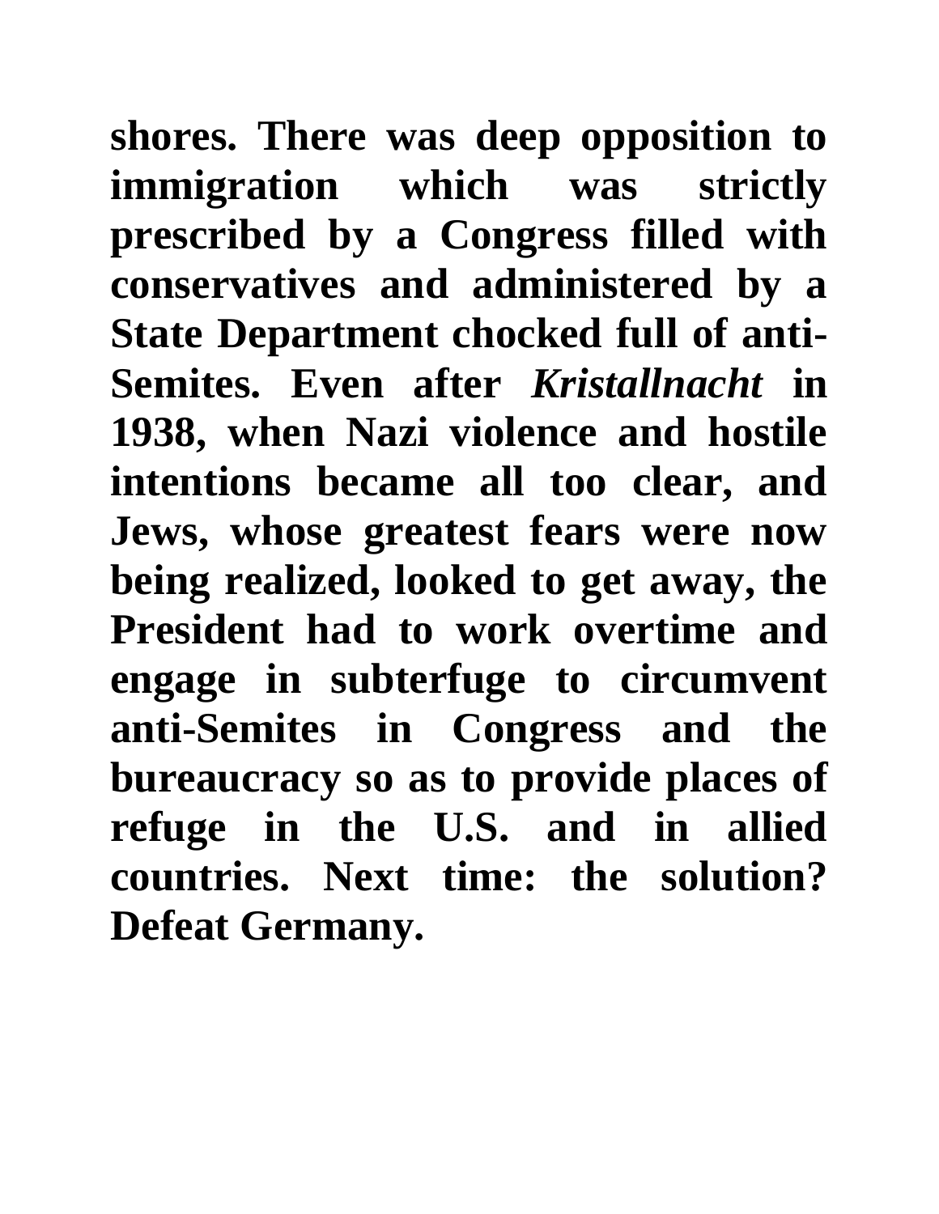**shores. There was deep opposition to immigration which was strictly prescribed by a Congress filled with conservatives and administered by a State Department chocked full of anti-Semites. Even after *Kristallnacht* in 1938, when Nazi violence and hostile intentions became all too clear, and Jews, whose greatest fears were now being realized, looked to get away, the President had to work overtime and engage in subterfuge to circumvent anti-Semites in Congress and the bureaucracy so as to provide places of refuge in the U.S. and in allied countries. Next time: the solution? Defeat Germany.**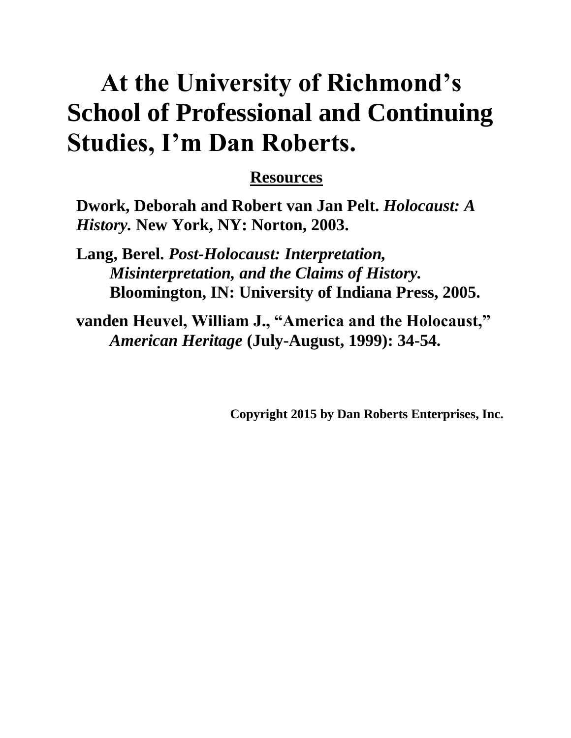# At the University of Richmond's School of Professional and Continuing Studies, I'm Dan Roberts.

## Resources

**Dwork, Deborah and Robert van Jan Pelt.** ***Holocaust: A History.*** **New York, NY: Norton, 2003.**

**Lang, Berel.** ***Post-Holocaust: Interpretation, Misinterpretation, and the Claims of History.*** **Bloomington, IN: University of Indiana Press, 2005.**

**vanden Heuvel, William J., "America and the Holocaust,"** ***American Heritage*** **(July-August, 1999): 34-54.**

**Copyright 2015 by Dan Roberts Enterprises, Inc.**